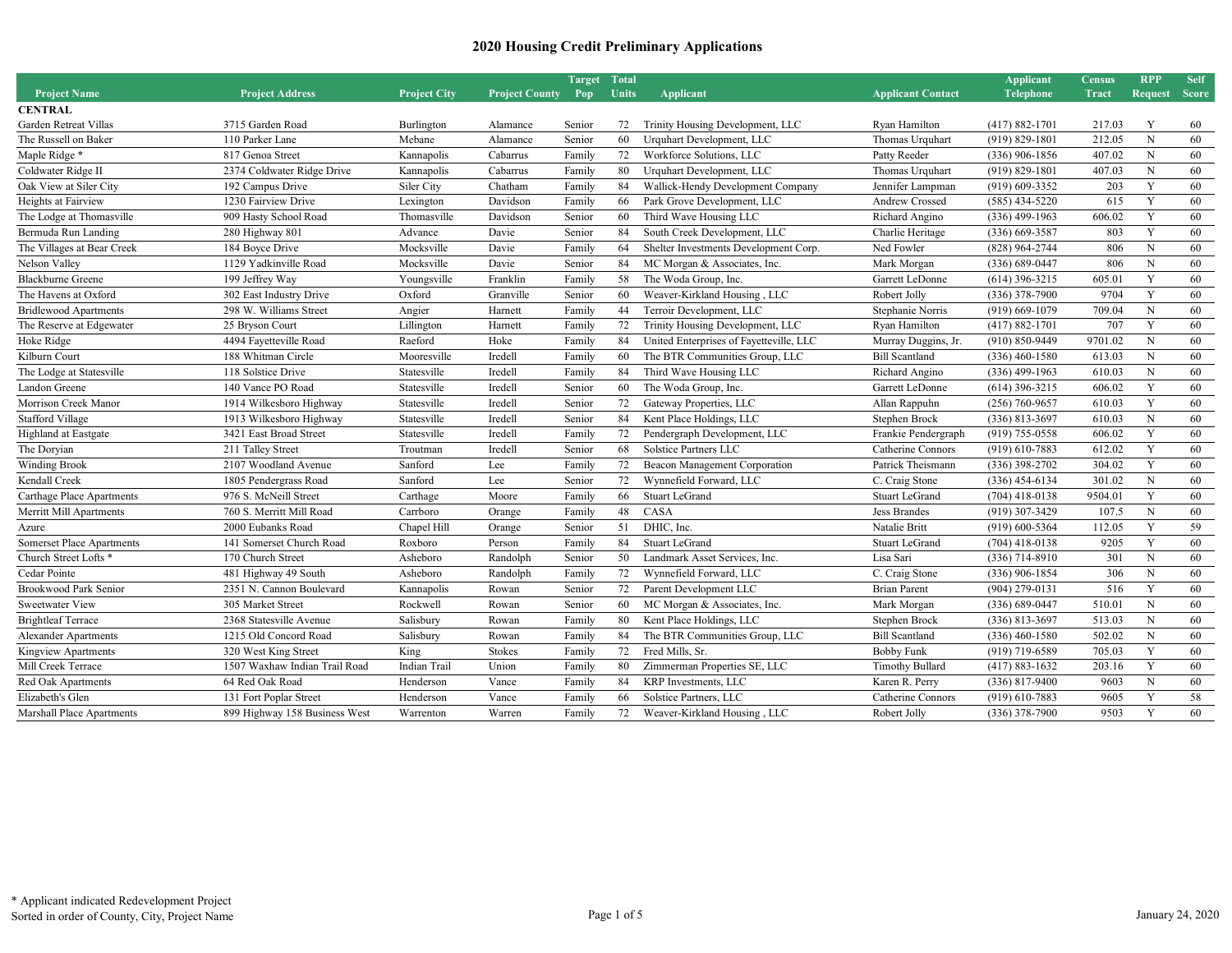# 2020 Housing Credit Preliminary Applications

| Project Name | Project Address | Project City | Project County | Target Pop | Total Units | Applicant | Applicant Contact | Applicant Telephone | Census Tract | RPP Request | Self Score |
|---|---|---|---|---|---|---|---|---|---|---|---|
| **CENTRAL** | | | | | | | | | | | |
| Garden Retreat Villas | 3715 Garden Road | Burlington | Alamance | Senior | 72 | Trinity Housing Development, LLC | Ryan Hamilton | (417) 882-1701 | 217.03 | Y | 60 |
| The Russell on Baker | 110 Parker Lane | Mebane | Alamance | Senior | 60 | Urquhart Development, LLC | Thomas Urquhart | (919) 829-1801 | 212.05 | N | 60 |
| Maple Ridge * | 817 Genoa Street | Kannapolis | Cabarrus | Family | 72 | Workforce Solutions, LLC | Patty Reeder | (336) 906-1856 | 407.02 | N | 60 |
| Coldwater Ridge II | 2374 Coldwater Ridge Drive | Kannapolis | Cabarrus | Family | 80 | Urquhart Development, LLC | Thomas Urquhart | (919) 829-1801 | 407.03 | N | 60 |
| Oak View at Siler City | 192 Campus Drive | Siler City | Chatham | Family | 84 | Wallick-Hendy Development Company | Jennifer Lampman | (919) 609-3352 | 203 | Y | 60 |
| Heights at Fairview | 1230 Fairview Drive | Lexington | Davidson | Family | 66 | Park Grove Development, LLC | Andrew Crossed | (585) 434-5220 | 615 | Y | 60 |
| The Lodge at Thomasville | 909 Hasty School Road | Thomasville | Davidson | Senior | 60 | Third Wave Housing LLC | Richard Angino | (336) 499-1963 | 606.02 | Y | 60 |
| Bermuda Run Landing | 280 Highway 801 | Advance | Davie | Senior | 84 | South Creek Development, LLC | Charlie Heritage | (336) 669-3587 | 803 | Y | 60 |
| The Villages at Bear Creek | 184 Boyce Drive | Mocksville | Davie | Family | 64 | Shelter Investments Development Corp. | Ned Fowler | (828) 964-2744 | 806 | N | 60 |
| Nelson Valley | 1129 Yadkinville Road | Mocksville | Davie | Senior | 84 | MC Morgan & Associates, Inc. | Mark Morgan | (336) 689-0447 | 806 | N | 60 |
| Blackburne Greene | 199 Jeffrey Way | Youngsville | Franklin | Family | 58 | The Woda Group, Inc. | Garrett LeDonne | (614) 396-3215 | 605.01 | Y | 60 |
| The Havens at Oxford | 302 East Industry Drive | Oxford | Granville | Senior | 60 | Weaver-Kirkland Housing , LLC | Robert Jolly | (336) 378-7900 | 9704 | Y | 60 |
| Bridlewood Apartments | 298 W. Williams Street | Angier | Harnett | Family | 44 | Terroir Development, LLC | Stephanie Norris | (919) 669-1079 | 709.04 | N | 60 |
| The Reserve at Edgewater | 25 Bryson Court | Lillington | Harnett | Family | 72 | Trinity Housing Development, LLC | Ryan Hamilton | (417) 882-1701 | 707 | Y | 60 |
| Hoke Ridge | 4494 Fayetteville Road | Raeford | Hoke | Family | 84 | United Enterprises of Fayetteville, LLC | Murray Duggins, Jr. | (910) 850-9449 | 9701.02 | N | 60 |
| Kilburn Court | 188 Whitman Circle | Mooresville | Iredell | Family | 60 | The BTR Communities Group, LLC | Bill Scantland | (336) 460-1580 | 613.03 | N | 60 |
| The Lodge at Statesville | 118 Solstice Drive | Statesville | Iredell | Family | 84 | Third Wave Housing LLC | Richard Angino | (336) 499-1963 | 610.03 | N | 60 |
| Landon Greene | 140 Vance PO Road | Statesville | Iredell | Senior | 60 | The Woda Group, Inc. | Garrett LeDonne | (614) 396-3215 | 606.02 | Y | 60 |
| Morrison Creek Manor | 1914 Wilkesboro Highway | Statesville | Iredell | Senior | 72 | Gateway Properties, LLC | Allan Rappuhn | (256) 760-9657 | 610.03 | Y | 60 |
| Stafford Village | 1913 Wilkesboro Highway | Statesville | Iredell | Senior | 84 | Kent Place Holdings, LLC | Stephen Brock | (336) 813-3697 | 610.03 | N | 60 |
| Highland at Eastgate | 3421 East Broad Street | Statesville | Iredell | Family | 72 | Pendergraph Development, LLC | Frankie Pendergraph | (919) 755-0558 | 606.02 | Y | 60 |
| The Doryian | 211 Talley Street | Troutman | Iredell | Senior | 68 | Solstice Partners LLC | Catherine Connors | (919) 610-7883 | 612.02 | Y | 60 |
| Winding Brook | 2107 Woodland Avenue | Sanford | Lee | Family | 72 | Beacon Management Corporation | Patrick Theismann | (336) 398-2702 | 304.02 | Y | 60 |
| Kendall Creek | 1805 Pendergrass Road | Sanford | Lee | Senior | 72 | Wynnefield Forward, LLC | C. Craig Stone | (336) 454-6134 | 301.02 | N | 60 |
| Carthage Place Apartments | 976 S. McNeill Street | Carthage | Moore | Family | 66 | Stuart LeGrand | Stuart LeGrand | (704) 418-0138 | 9504.01 | Y | 60 |
| Merritt Mill Apartments | 760 S. Merritt Mill Road | Carrboro | Orange | Family | 48 | CASA | Jess Brandes | (919) 307-3429 | 107.5 | N | 60 |
| Azure | 2000 Eubanks Road | Chapel Hill | Orange | Senior | 51 | DHIC, Inc. | Natalie Britt | (919) 600-5364 | 112.05 | Y | 59 |
| Somerset Place Apartments | 141 Somerset Church Road | Roxboro | Person | Family | 84 | Stuart LeGrand | Stuart LeGrand | (704) 418-0138 | 9205 | Y | 60 |
| Church Street Lofts * | 170 Church Street | Asheboro | Randolph | Senior | 50 | Landmark Asset Services, Inc. | Lisa Sari | (336) 714-8910 | 301 | N | 60 |
| Cedar Pointe | 481 Highway 49 South | Asheboro | Randolph | Family | 72 | Wynnefield Forward, LLC | C. Craig Stone | (336) 906-1854 | 306 | N | 60 |
| Brookwood Park Senior | 2351 N. Cannon Boulevard | Kannapolis | Rowan | Senior | 72 | Parent Development LLC | Brian Parent | (904) 279-0131 | 516 | Y | 60 |
| Sweetwater View | 305 Market Street | Rockwell | Rowan | Senior | 60 | MC Morgan & Associates, Inc. | Mark Morgan | (336) 689-0447 | 510.01 | N | 60 |
| Brightleaf Terrace | 2368 Statesville Avenue | Salisbury | Rowan | Family | 80 | Kent Place Holdings, LLC | Stephen Brock | (336) 813-3697 | 513.03 | N | 60 |
| Alexander Apartments | 1215 Old Concord Road | Salisbury | Rowan | Family | 84 | The BTR Communities Group, LLC | Bill Scantland | (336) 460-1580 | 502.02 | N | 60 |
| Kingview Apartments | 320 West King Street | King | Stokes | Family | 72 | Fred Mills, Sr. | Bobby Funk | (919) 719-6589 | 705.03 | Y | 60 |
| Mill Creek Terrace | 1507 Waxhaw Indian Trail Road | Indian Trail | Union | Family | 80 | Zimmerman Properties SE, LLC | Timothy Bullard | (417) 883-1632 | 203.16 | Y | 60 |
| Red Oak Apartments | 64 Red Oak Road | Henderson | Vance | Family | 84 | KRP Investments, LLC | Karen R. Perry | (336) 817-9400 | 9603 | N | 60 |
| Elizabeth's Glen | 131 Fort Poplar Street | Henderson | Vance | Family | 66 | Solstice Partners, LLC | Catherine Connors | (919) 610-7883 | 9605 | Y | 58 |
| Marshall Place Apartments | 899 Highway 158 Business West | Warrenton | Warren | Family | 72 | Weaver-Kirkland Housing , LLC | Robert Jolly | (336) 378-7900 | 9503 | Y | 60 |

* Applicant indicated Redevelopment Project
Sorted in order of County, City, Project Name

January 24, 2020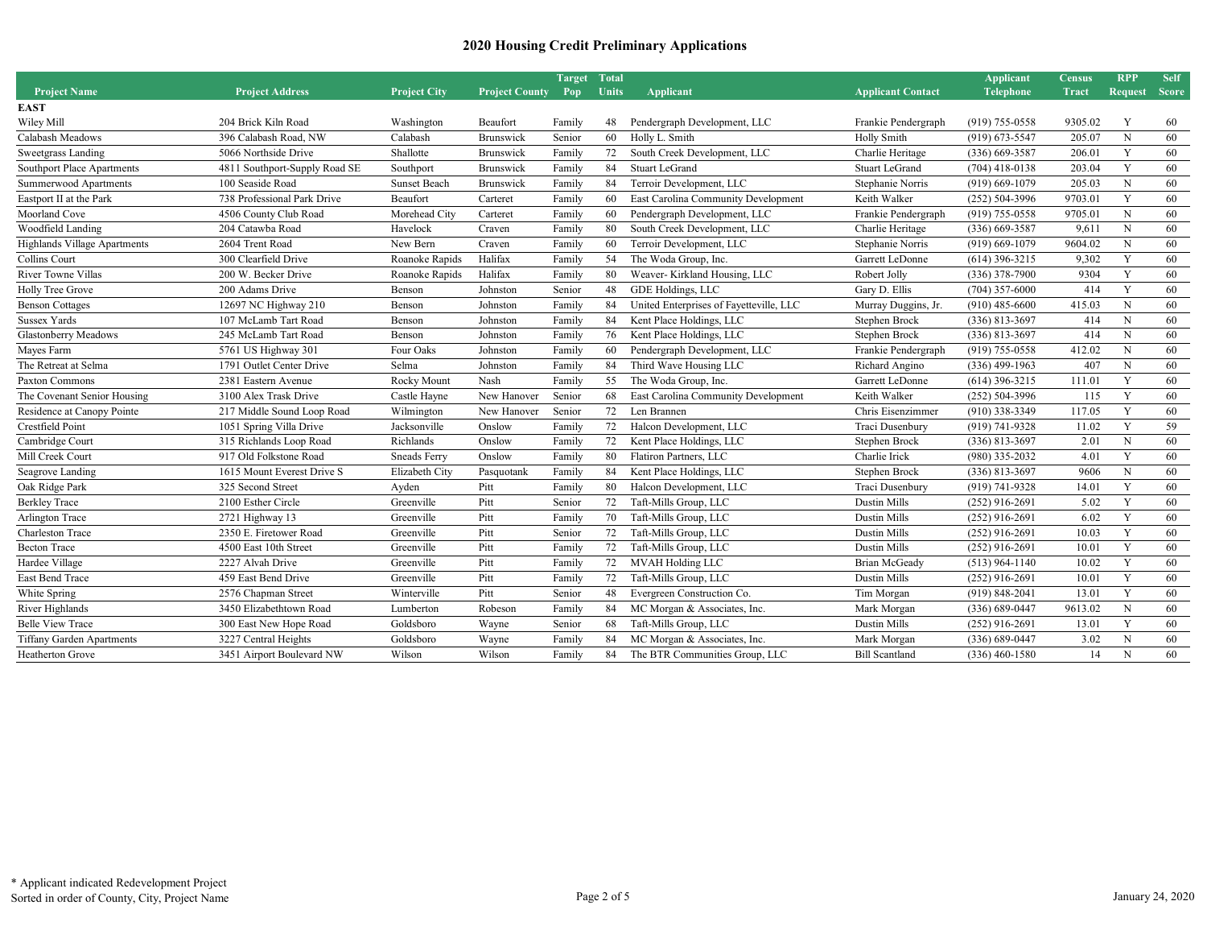## 2020 Housing Credit Preliminary Applications

| Project Name | Project Address | Project City | Project County | Target Pop | Total Units | Applicant | Applicant Contact | Applicant Telephone | Census Tract | RPP Request | Self Score |
|---|---|---|---|---|---|---|---|---|---|---|---|
| **EAST** | | | | | | | | | | | |
| Wiley Mill | 204 Brick Kiln Road | Washington | Beaufort | Family | 48 | Pendergraph Development, LLC | Frankie Pendergraph | (919) 755-0558 | 9305.02 | Y | 60 |
| Calabash Meadows | 396 Calabash Road, NW | Calabash | Brunswick | Senior | 60 | Holly L. Smith | Holly Smith | (919) 673-5547 | 205.07 | N | 60 |
| Sweetgrass Landing | 5066 Northside Drive | Shallotte | Brunswick | Family | 72 | South Creek Development, LLC | Charlie Heritage | (336) 669-3587 | 206.01 | Y | 60 |
| Southport Place Apartments | 4811 Southport-Supply Road SE | Southport | Brunswick | Family | 84 | Stuart LeGrand | Stuart LeGrand | (704) 418-0138 | 203.04 | Y | 60 |
| Summerwood Apartments | 100 Seaside Road | Sunset Beach | Brunswick | Family | 84 | Terroir Development, LLC | Stephanie Norris | (919) 669-1079 | 205.03 | N | 60 |
| Eastport II at the Park | 738 Professional Park Drive | Beaufort | Carteret | Family | 60 | East Carolina Community Development | Keith Walker | (252) 504-3996 | 9703.01 | Y | 60 |
| Moorland Cove | 4506 County Club Road | Morehead City | Carteret | Family | 60 | Pendergraph Development, LLC | Frankie Pendergraph | (919) 755-0558 | 9705.01 | N | 60 |
| Woodfield Landing | 204 Catawba Road | Havelock | Craven | Family | 80 | South Creek Development, LLC | Charlie Heritage | (336) 669-3587 | 9,611 | N | 60 |
| Highlands Village Apartments | 2604 Trent Road | New Bern | Craven | Family | 60 | Terroir Development, LLC | Stephanie Norris | (919) 669-1079 | 9604.02 | N | 60 |
| Collins Court | 300 Clearfield Drive | Roanoke Rapids | Halifax | Family | 54 | The Woda Group, Inc. | Garrett LeDonne | (614) 396-3215 | 9,302 | Y | 60 |
| River Towne Villas | 200 W. Becker Drive | Roanoke Rapids | Halifax | Family | 80 | Weaver- Kirkland Housing, LLC | Robert Jolly | (336) 378-7900 | 9304 | Y | 60 |
| Holly Tree Grove | 200 Adams Drive | Benson | Johnston | Senior | 48 | GDE Holdings, LLC | Gary D. Ellis | (704) 357-6000 | 414 | Y | 60 |
| Benson Cottages | 12697 NC Highway 210 | Benson | Johnston | Family | 84 | United Enterprises of Fayetteville, LLC | Murray Duggins, Jr. | (910) 485-6600 | 415.03 | N | 60 |
| Sussex Yards | 107 McLamb Tart Road | Benson | Johnston | Family | 84 | Kent Place Holdings, LLC | Stephen Brock | (336) 813-3697 | 414 | N | 60 |
| Glastonberry Meadows | 245 McLamb Tart Road | Benson | Johnston | Family | 76 | Kent Place Holdings, LLC | Stephen Brock | (336) 813-3697 | 414 | N | 60 |
| Mayes Farm | 5761 US Highway 301 | Four Oaks | Johnston | Family | 60 | Pendergraph Development, LLC | Frankie Pendergraph | (919) 755-0558 | 412.02 | N | 60 |
| The Retreat at Selma | 1791 Outlet Center Drive | Selma | Johnston | Family | 84 | Third Wave Housing LLC | Richard Angino | (336) 499-1963 | 407 | N | 60 |
| Paxton Commons | 2381 Eastern Avenue | Rocky Mount | Nash | Family | 55 | The Woda Group, Inc. | Garrett LeDonne | (614) 396-3215 | 111.01 | Y | 60 |
| The Covenant Senior Housing | 3100 Alex Trask Drive | Castle Hayne | New Hanover | Senior | 68 | East Carolina Community Development | Keith Walker | (252) 504-3996 | 115 | Y | 60 |
| Residence at Canopy Pointe | 217 Middle Sound Loop Road | Wilmington | New Hanover | Senior | 72 | Len Brannen | Chris Eisenzimmer | (910) 338-3349 | 117.05 | Y | 60 |
| Crestfield Point | 1051 Spring Villa Drive | Jacksonville | Onslow | Family | 72 | Halcon Development, LLC | Traci Dusenbury | (919) 741-9328 | 11.02 | Y | 59 |
| Cambridge Court | 315 Richlands Loop Road | Richlands | Onslow | Family | 72 | Kent Place Holdings, LLC | Stephen Brock | (336) 813-3697 | 2.01 | N | 60 |
| Mill Creek Court | 917 Old Folkstone Road | Sneads Ferry | Onslow | Family | 80 | Flatiron Partners, LLC | Charlie Irick | (980) 335-2032 | 4.01 | Y | 60 |
| Seagrove Landing | 1615 Mount Everest Drive S | Elizabeth City | Pasquotank | Family | 84 | Kent Place Holdings, LLC | Stephen Brock | (336) 813-3697 | 9606 | N | 60 |
| Oak Ridge Park | 325 Second Street | Ayden | Pitt | Family | 80 | Halcon Development, LLC | Traci Dusenbury | (919) 741-9328 | 14.01 | Y | 60 |
| Berkley Trace | 2100 Esther Circle | Greenville | Pitt | Senior | 72 | Taft-Mills Group, LLC | Dustin Mills | (252) 916-2691 | 5.02 | Y | 60 |
| Arlington Trace | 2721 Highway 13 | Greenville | Pitt | Family | 70 | Taft-Mills Group, LLC | Dustin Mills | (252) 916-2691 | 6.02 | Y | 60 |
| Charleston Trace | 2350 E. Firetower Road | Greenville | Pitt | Senior | 72 | Taft-Mills Group, LLC | Dustin Mills | (252) 916-2691 | 10.03 | Y | 60 |
| Becton Trace | 4500 East 10th Street | Greenville | Pitt | Family | 72 | Taft-Mills Group, LLC | Dustin Mills | (252) 916-2691 | 10.01 | Y | 60 |
| Hardee Village | 2227 Alvah Drive | Greenville | Pitt | Family | 72 | MVAH Holding LLC | Brian McGeady | (513) 964-1140 | 10.02 | Y | 60 |
| East Bend Trace | 459 East Bend Drive | Greenville | Pitt | Family | 72 | Taft-Mills Group, LLC | Dustin Mills | (252) 916-2691 | 10.01 | Y | 60 |
| White Spring | 2576 Chapman Street | Winterville | Pitt | Senior | 48 | Evergreen Construction Co. | Tim Morgan | (919) 848-2041 | 13.01 | Y | 60 |
| River Highlands | 3450 Elizabethtown Road | Lumberton | Robeson | Family | 84 | MC Morgan & Associates, Inc. | Mark Morgan | (336) 689-0447 | 9613.02 | N | 60 |
| Belle View Trace | 300 East New Hope Road | Goldsboro | Wayne | Senior | 68 | Taft-Mills Group, LLC | Dustin Mills | (252) 916-2691 | 13.01 | Y | 60 |
| Tiffany Garden Apartments | 3227 Central Heights | Goldsboro | Wayne | Family | 84 | MC Morgan & Associates, Inc. | Mark Morgan | (336) 689-0447 | 3.02 | N | 60 |
| Heatherton Grove | 3451 Airport Boulevard NW | Wilson | Wilson | Family | 84 | The BTR Communities Group, LLC | Bill Scantland | (336) 460-1580 | 14 | N | 60 |

* Applicant indicated Redevelopment Project
Sorted in order of County, City, Project Name

January 24, 2020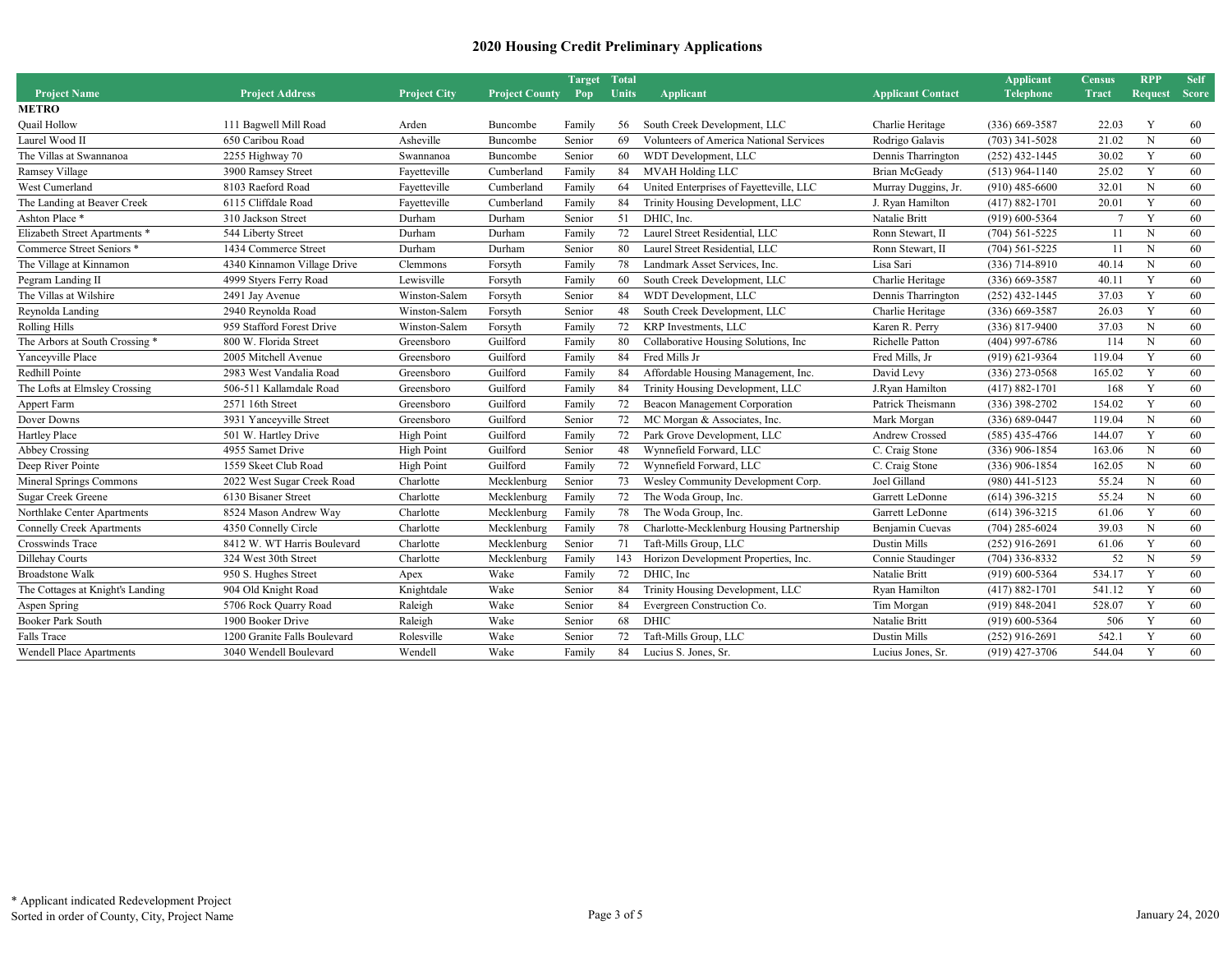## 2020 Housing Credit Preliminary Applications

| Project Name | Project Address | Project City | Project County | Target Pop | Total Units | Applicant | Applicant Contact | Applicant Telephone | Census Tract | RPP Request | Self Score |
|---|---|---|---|---|---|---|---|---|---|---|---|
| **METRO** | | | | | | | | | | | |
| Quail Hollow | 111 Bagwell Mill Road | Arden | Buncombe | Family | 56 | South Creek Development, LLC | Charlie Heritage | (336) 669-3587 | 22.03 | Y | 60 |
| Laurel Wood II | 650 Caribou Road | Asheville | Buncombe | Senior | 69 | Volunteers of America National Services | Rodrigo Galavis | (703) 341-5028 | 21.02 | N | 60 |
| The Villas at Swannanoa | 2255 Highway 70 | Swannanoa | Buncombe | Senior | 60 | WDT Development, LLC | Dennis Tharrington | (252) 432-1445 | 30.02 | Y | 60 |
| Ramsey Village | 3900 Ramsey Street | Fayetteville | Cumberland | Family | 84 | MVAH Holding LLC | Brian McGeady | (513) 964-1140 | 25.02 | Y | 60 |
| West Cumerland | 8103 Raeford Road | Fayetteville | Cumberland | Family | 64 | United Enterprises of Fayetteville, LLC | Murray Duggins, Jr. | (910) 485-6600 | 32.01 | N | 60 |
| The Landing at Beaver Creek | 6115 Cliffdale Road | Fayetteville | Cumberland | Family | 84 | Trinity Housing Development, LLC | J. Ryan Hamilton | (417) 882-1701 | 20.01 | Y | 60 |
| Ashton Place * | 310 Jackson Street | Durham | Durham | Senior | 51 | DHIC, Inc. | Natalie Britt | (919) 600-5364 | 7 | Y | 60 |
| Elizabeth Street Apartments * | 544 Liberty Street | Durham | Durham | Family | 72 | Laurel Street Residential, LLC | Ronn Stewart, II | (704) 561-5225 | 11 | N | 60 |
| Commerce Street Seniors * | 1434 Commerce Street | Durham | Durham | Senior | 80 | Laurel Street Residential, LLC | Ronn Stewart, II | (704) 561-5225 | 11 | N | 60 |
| The Village at Kinnamon | 4340 Kinnamon Village Drive | Clemmons | Forsyth | Family | 78 | Landmark Asset Services, Inc. | Lisa Sari | (336) 714-8910 | 40.14 | N | 60 |
| Pegram Landing II | 4999 Styers Ferry Road | Lewisville | Forsyth | Family | 60 | South Creek Development, LLC | Charlie Heritage | (336) 669-3587 | 40.11 | Y | 60 |
| The Villas at Wilshire | 2491 Jay Avenue | Winston-Salem | Forsyth | Senior | 84 | WDT Development, LLC | Dennis Tharrington | (252) 432-1445 | 37.03 | Y | 60 |
| Reynolda Landing | 2940 Reynolda Road | Winston-Salem | Forsyth | Senior | 48 | South Creek Development, LLC | Charlie Heritage | (336) 669-3587 | 26.03 | Y | 60 |
| Rolling Hills | 959 Stafford Forest Drive | Winston-Salem | Forsyth | Family | 72 | KRP Investments, LLC | Karen R. Perry | (336) 817-9400 | 37.03 | N | 60 |
| The Arbors at South Crossing * | 800 W. Florida Street | Greensboro | Guilford | Family | 80 | Collaborative Housing Solutions, Inc | Richelle Patton | (404) 997-6786 | 114 | N | 60 |
| Yanceyville Place | 2005 Mitchell Avenue | Greensboro | Guilford | Family | 84 | Fred Mills Jr | Fred Mills, Jr | (919) 621-9364 | 119.04 | Y | 60 |
| Redhill Pointe | 2983 West Vandalia Road | Greensboro | Guilford | Family | 84 | Affordable Housing Management, Inc. | David Levy | (336) 273-0568 | 165.02 | Y | 60 |
| The Lofts at Elmsley Crossing | 506-511 Kallamdale Road | Greensboro | Guilford | Family | 84 | Trinity Housing Development, LLC | J.Ryan Hamilton | (417) 882-1701 | 168 | Y | 60 |
| Appert Farm | 2571 16th Street | Greensboro | Guilford | Family | 72 | Beacon Management Corporation | Patrick Theismann | (336) 398-2702 | 154.02 | Y | 60 |
| Dover Downs | 3931 Yanceyville Street | Greensboro | Guilford | Senior | 72 | MC Morgan & Associates, Inc. | Mark Morgan | (336) 689-0447 | 119.04 | N | 60 |
| Hartley Place | 501 W. Hartley Drive | High Point | Guilford | Family | 72 | Park Grove Development, LLC | Andrew Crossed | (585) 435-4766 | 144.07 | Y | 60 |
| Abbey Crossing | 4955 Samet Drive | High Point | Guilford | Senior | 48 | Wynnefield Forward, LLC | C. Craig Stone | (336) 906-1854 | 163.06 | N | 60 |
| Deep River Pointe | 1559 Skeet Club Road | High Point | Guilford | Family | 72 | Wynnefield Forward, LLC | C. Craig Stone | (336) 906-1854 | 162.05 | N | 60 |
| Mineral Springs Commons | 2022 West Sugar Creek Road | Charlotte | Mecklenburg | Senior | 73 | Wesley Community Development Corp. | Joel Gilland | (980) 441-5123 | 55.24 | N | 60 |
| Sugar Creek Greene | 6130 Bisaner Street | Charlotte | Mecklenburg | Family | 72 | The Woda Group, Inc. | Garrett LeDonne | (614) 396-3215 | 55.24 | N | 60 |
| Northlake Center Apartments | 8524 Mason Andrew Way | Charlotte | Mecklenburg | Family | 78 | The Woda Group, Inc. | Garrett LeDonne | (614) 396-3215 | 61.06 | Y | 60 |
| Connelly Creek Apartments | 4350 Connelly Circle | Charlotte | Mecklenburg | Family | 78 | Charlotte-Mecklenburg Housing Partnership | Benjamin Cuevas | (704) 285-6024 | 39.03 | N | 60 |
| Crosswinds Trace | 8412 W. WT Harris Boulevard | Charlotte | Mecklenburg | Senior | 71 | Taft-Mills Group, LLC | Dustin Mills | (252) 916-2691 | 61.06 | Y | 60 |
| Dillehay Courts | 324 West 30th Street | Charlotte | Mecklenburg | Family | 143 | Horizon Development Properties, Inc. | Connie Staudinger | (704) 336-8332 | 52 | N | 59 |
| Broadstone Walk | 950 S. Hughes Street | Apex | Wake | Family | 72 | DHIC, Inc | Natalie Britt | (919) 600-5364 | 534.17 | Y | 60 |
| The Cottages at Knight's Landing | 904 Old Knight Road | Knightdale | Wake | Senior | 84 | Trinity Housing Development, LLC | Ryan Hamilton | (417) 882-1701 | 541.12 | Y | 60 |
| Aspen Spring | 5706 Rock Quarry Road | Raleigh | Wake | Senior | 84 | Evergreen Construction Co. | Tim Morgan | (919) 848-2041 | 528.07 | Y | 60 |
| Booker Park South | 1900 Booker Drive | Raleigh | Wake | Senior | 68 | DHIC | Natalie Britt | (919) 600-5364 | 506 | Y | 60 |
| Falls Trace | 1200 Granite Falls Boulevard | Rolesville | Wake | Senior | 72 | Taft-Mills Group, LLC | Dustin Mills | (252) 916-2691 | 542.1 | Y | 60 |
| Wendell Place Apartments | 3040 Wendell Boulevard | Wendell | Wake | Family | 84 | Lucius S. Jones, Sr. | Lucius Jones, Sr. | (919) 427-3706 | 544.04 | Y | 60 |

\* Applicant indicated Redevelopment Project
Sorted in order of County, City, Project Name

January 24, 2020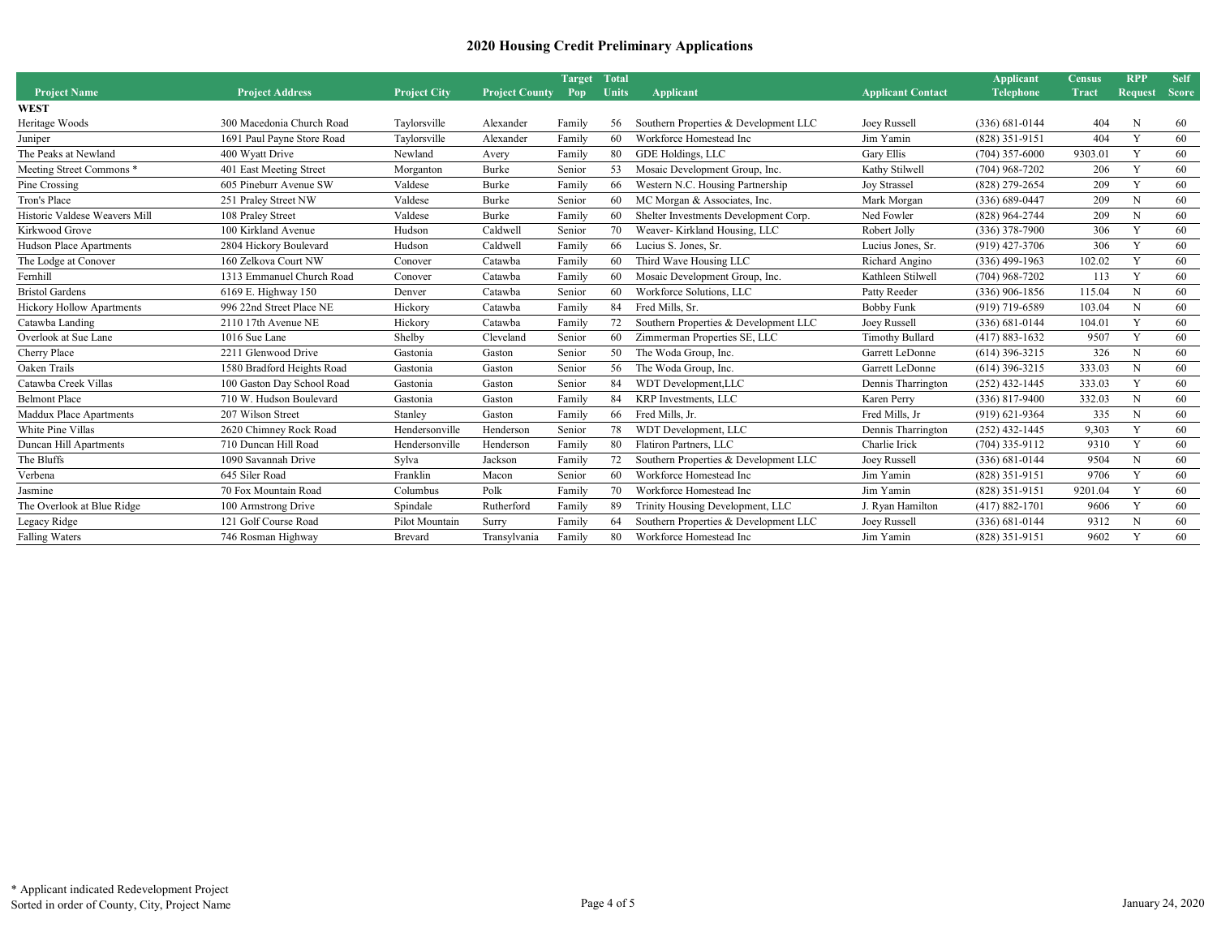# 2020 Housing Credit Preliminary Applications

| Project Name | Project Address | Project City | Project County | Target Pop | Total Units | Applicant | Applicant Contact | Applicant Telephone | Census Tract | RPP Request | Self Score |
|---|---|---|---|---|---|---|---|---|---|---|---|
| **WEST** | | | | | | | | | | | |
| Heritage Woods | 300 Macedonia Church Road | Taylorsville | Alexander | Family | 56 | Southern Properties & Development LLC | Joey Russell | (336) 681-0144 | 404 | N | 60 |
| Juniper | 1691 Paul Payne Store Road | Taylorsville | Alexander | Family | 60 | Workforce Homestead Inc | Jim Yamin | (828) 351-9151 | 404 | Y | 60 |
| The Peaks at Newland | 400 Wyatt Drive | Newland | Avery | Family | 80 | GDE Holdings, LLC | Gary Ellis | (704) 357-6000 | 9303.01 | Y | 60 |
| Meeting Street Commons * | 401 East Meeting Street | Morganton | Burke | Senior | 53 | Mosaic Development Group, Inc. | Kathy Stilwell | (704) 968-7202 | 206 | Y | 60 |
| Pine Crossing | 605 Pineburr Avenue SW | Valdese | Burke | Family | 66 | Western N.C. Housing Partnership | Joy Strassel | (828) 279-2654 | 209 | Y | 60 |
| Tron's Place | 251 Praley Street NW | Valdese | Burke | Senior | 60 | MC Morgan & Associates, Inc. | Mark Morgan | (336) 689-0447 | 209 | N | 60 |
| Historic Valdese Weavers Mill | 108 Praley Street | Valdese | Burke | Family | 60 | Shelter Investments Development Corp. | Ned Fowler | (828) 964-2744 | 209 | N | 60 |
| Kirkwood Grove | 100 Kirkland Avenue | Hudson | Caldwell | Senior | 70 | Weaver- Kirkland Housing, LLC | Robert Jolly | (336) 378-7900 | 306 | Y | 60 |
| Hudson Place Apartments | 2804 Hickory Boulevard | Hudson | Caldwell | Family | 66 | Lucius S. Jones, Sr. | Lucius Jones, Sr. | (919) 427-3706 | 306 | Y | 60 |
| The Lodge at Conover | 160 Zelkova Court NW | Conover | Catawba | Family | 60 | Third Wave Housing LLC | Richard Angino | (336) 499-1963 | 102.02 | Y | 60 |
| Fernhill | 1313 Emmanuel Church Road | Conover | Catawba | Family | 60 | Mosaic Development Group, Inc. | Kathleen Stilwell | (704) 968-7202 | 113 | Y | 60 |
| Bristol Gardens | 6169 E. Highway 150 | Denver | Catawba | Senior | 60 | Workforce Solutions, LLC | Patty Reeder | (336) 906-1856 | 115.04 | N | 60 |
| Hickory Hollow Apartments | 996 22nd Street Place NE | Hickory | Catawba | Family | 84 | Fred Mills, Sr. | Bobby Funk | (919) 719-6589 | 103.04 | N | 60 |
| Catawba Landing | 2110 17th Avenue NE | Hickory | Catawba | Family | 72 | Southern Properties & Development LLC | Joey Russell | (336) 681-0144 | 104.01 | Y | 60 |
| Overlook at Sue Lane | 1016 Sue Lane | Shelby | Cleveland | Senior | 60 | Zimmerman Properties SE, LLC | Timothy Bullard | (417) 883-1632 | 9507 | Y | 60 |
| Cherry Place | 2211 Glenwood Drive | Gastonia | Gaston | Senior | 50 | The Woda Group, Inc. | Garrett LeDonne | (614) 396-3215 | 326 | N | 60 |
| Oaken Trails | 1580 Bradford Heights Road | Gastonia | Gaston | Senior | 56 | The Woda Group, Inc. | Garrett LeDonne | (614) 396-3215 | 333.03 | N | 60 |
| Catawba Creek Villas | 100 Gaston Day School Road | Gastonia | Gaston | Senior | 84 | WDT Development,LLC | Dennis Tharrington | (252) 432-1445 | 333.03 | Y | 60 |
| Belmont Place | 710 W. Hudson Boulevard | Gastonia | Gaston | Family | 84 | KRP Investments, LLC | Karen Perry | (336) 817-9400 | 332.03 | N | 60 |
| Maddux Place Apartments | 207 Wilson Street | Stanley | Gaston | Family | 66 | Fred Mills, Jr. | Fred Mills, Jr | (919) 621-9364 | 335 | N | 60 |
| White Pine Villas | 2620 Chimney Rock Road | Hendersonville | Henderson | Senior | 78 | WDT Development, LLC | Dennis Tharrington | (252) 432-1445 | 9,303 | Y | 60 |
| Duncan Hill Apartments | 710 Duncan Hill Road | Hendersonville | Henderson | Family | 80 | Flatiron Partners, LLC | Charlie Irick | (704) 335-9112 | 9310 | Y | 60 |
| The Bluffs | 1090 Savannah Drive | Sylva | Jackson | Family | 72 | Southern Properties & Development LLC | Joey Russell | (336) 681-0144 | 9504 | N | 60 |
| Verbena | 645 Siler Road | Franklin | Macon | Senior | 60 | Workforce Homestead Inc | Jim Yamin | (828) 351-9151 | 9706 | Y | 60 |
| Jasmine | 70 Fox Mountain Road | Columbus | Polk | Family | 70 | Workforce Homestead Inc | Jim Yamin | (828) 351-9151 | 9201.04 | Y | 60 |
| The Overlook at Blue Ridge | 100 Armstrong Drive | Spindale | Rutherford | Family | 89 | Trinity Housing Development, LLC | J. Ryan Hamilton | (417) 882-1701 | 9606 | Y | 60 |
| Legacy Ridge | 121 Golf Course Road | Pilot Mountain | Surry | Family | 64 | Southern Properties & Development LLC | Joey Russell | (336) 681-0144 | 9312 | N | 60 |
| Falling Waters | 746 Rosman Highway | Brevard | Transylvania | Family | 80 | Workforce Homestead Inc | Jim Yamin | (828) 351-9151 | 9602 | Y | 60 |

\* Applicant indicated Redevelopment Project
Sorted in order of County, City, Project Name

January 24, 2020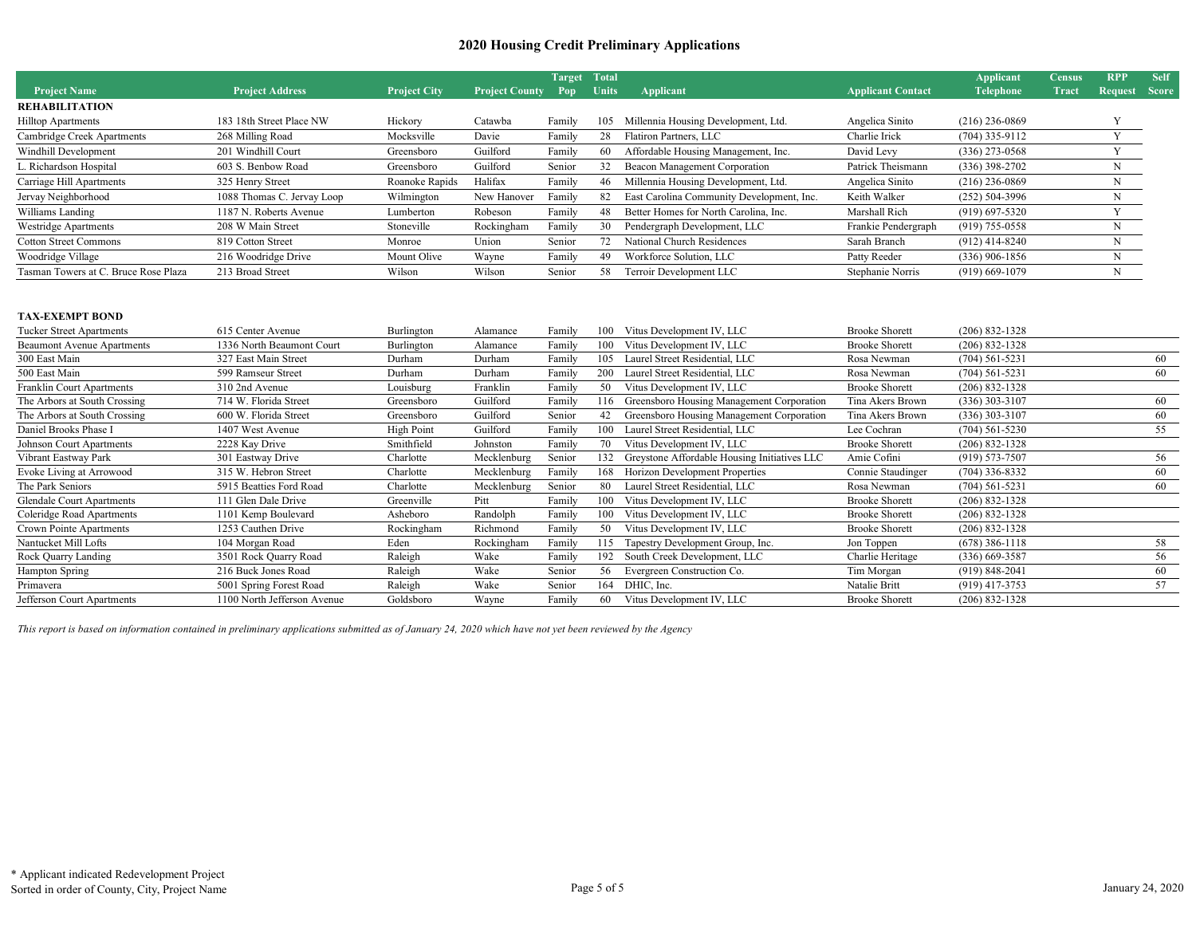# 2020 Housing Credit Preliminary Applications

| Project Name | Project Address | Project City | Project County | Target Pop | Total Units | Applicant | Applicant Contact | Applicant Telephone | Census Tract | RPP Request | Self Score |
|---|---|---|---|---|---|---|---|---|---|---|---|
| **REHABILITATION** | | | | | | | | | | | |
| Hilltop Apartments | 183 18th Street Place NW | Hickory | Catawba | Family | 105 | Millennia Housing Development, Ltd. | Angelica Sinito | (216) 236-0869 | | Y | |
| Cambridge Creek Apartments | 268 Milling Road | Mocksville | Davie | Family | 28 | Flatiron Partners, LLC | Charlie Irick | (704) 335-9112 | | Y | |
| Windhill Development | 201 Windhill Court | Greensboro | Guilford | Family | 60 | Affordable Housing Management, Inc. | David Levy | (336) 273-0568 | | Y | |
| L. Richardson Hospital | 603 S. Benbow Road | Greensboro | Guilford | Senior | 32 | Beacon Management Corporation | Patrick Theismann | (336) 398-2702 | | N | |
| Carriage Hill Apartments | 325 Henry Street | Roanoke Rapids | Halifax | Family | 46 | Millennia Housing Development, Ltd. | Angelica Sinito | (216) 236-0869 | | N | |
| Jervay Neighborhood | 1088 Thomas C. Jervay Loop | Wilmington | New Hanover | Family | 82 | East Carolina Community Development, Inc. | Keith Walker | (252) 504-3996 | | N | |
| Williams Landing | 1187 N. Roberts Avenue | Lumberton | Robeson | Family | 48 | Better Homes for North Carolina, Inc. | Marshall Rich | (919) 697-5320 | | Y | |
| Westridge Apartments | 208 W Main Street | Stoneville | Rockingham | Family | 30 | Pendergraph Development, LLC | Frankie Pendergraph | (919) 755-0558 | | N | |
| Cotton Street Commons | 819 Cotton Street | Monroe | Union | Senior | 72 | National Church Residences | Sarah Branch | (912) 414-8240 | | N | |
| Woodridge Village | 216 Woodridge Drive | Mount Olive | Wayne | Family | 49 | Workforce Solution, LLC | Patty Reeder | (336) 906-1856 | | N | |
| Tasman Towers at C. Bruce Rose Plaza | 213 Broad Street | Wilson | Wilson | Senior | 58 | Terroir Development LLC | Stephanie Norris | (919) 669-1079 | | N | |
| **TAX-EXEMPT BOND** | | | | | | | | | | | |
| Tucker Street Apartments | 615 Center Avenue | Burlington | Alamance | Family | 100 | Vitus Development IV, LLC | Brooke Shorett | (206) 832-1328 | | | |
| Beaumont Avenue Apartments | 1336 North Beaumont Court | Burlington | Alamance | Family | 100 | Vitus Development IV, LLC | Brooke Shorett | (206) 832-1328 | | | |
| 300 East Main | 327 East Main Street | Durham | Durham | Family | 105 | Laurel Street Residential, LLC | Rosa Newman | (704) 561-5231 | | | 60 |
| 500 East Main | 599 Ramseur Street | Durham | Durham | Family | 200 | Laurel Street Residential, LLC | Rosa Newman | (704) 561-5231 | | | 60 |
| Franklin Court Apartments | 310 2nd Avenue | Louisburg | Franklin | Family | 50 | Vitus Development IV, LLC | Brooke Shorett | (206) 832-1328 | | | |
| The Arbors at South Crossing | 714 W. Florida Street | Greensboro | Guilford | Family | 116 | Greensboro Housing Management Corporation | Tina Akers Brown | (336) 303-3107 | | | 60 |
| The Arbors at South Crossing | 600 W. Florida Street | Greensboro | Guilford | Senior | 42 | Greensboro Housing Management Corporation | Tina Akers Brown | (336) 303-3107 | | | 60 |
| Daniel Brooks Phase I | 1407 West Avenue | High Point | Guilford | Family | 100 | Laurel Street Residential, LLC | Lee Cochran | (704) 561-5230 | | | 55 |
| Johnson Court Apartments | 2228 Kay Drive | Smithfield | Johnston | Family | 70 | Vitus Development IV, LLC | Brooke Shorett | (206) 832-1328 | | | |
| Vibrant Eastway Park | 301 Eastway Drive | Charlotte | Mecklenburg | Senior | 132 | Greystone Affordable Housing Initiatives LLC | Amie Cofini | (919) 573-7507 | | | 56 |
| Evoke Living at Arrowood | 315 W. Hebron Street | Charlotte | Mecklenburg | Family | 168 | Horizon Development Properties | Connie Staudinger | (704) 336-8332 | | | 60 |
| The Park Seniors | 5915 Beatties Ford Road | Charlotte | Mecklenburg | Senior | 80 | Laurel Street Residential, LLC | Rosa Newman | (704) 561-5231 | | | 60 |
| Glendale Court Apartments | 111 Glen Dale Drive | Greenville | Pitt | Family | 100 | Vitus Development IV, LLC | Brooke Shorett | (206) 832-1328 | | | |
| Coleridge Road Apartments | 1101 Kemp Boulevard | Asheboro | Randolph | Family | 100 | Vitus Development IV, LLC | Brooke Shorett | (206) 832-1328 | | | |
| Crown Pointe Apartments | 1253 Cauthen Drive | Rockingham | Richmond | Family | 50 | Vitus Development IV, LLC | Brooke Shorett | (206) 832-1328 | | | |
| Nantucket Mill Lofts | 104 Morgan Road | Eden | Rockingham | Family | 115 | Tapestry Development Group, Inc. | Jon Toppen | (678) 386-1118 | | | 58 |
| Rock Quarry Landing | 3501 Rock Quarry Road | Raleigh | Wake | Family | 192 | South Creek Development, LLC | Charlie Heritage | (336) 669-3587 | | | 56 |
| Hampton Spring | 216 Buck Jones Road | Raleigh | Wake | Senior | 56 | Evergreen Construction Co. | Tim Morgan | (919) 848-2041 | | | 60 |
| Primavera | 5001 Spring Forest Road | Raleigh | Wake | Senior | 164 | DHIC, Inc. | Natalie Britt | (919) 417-3753 | | | 57 |
| Jefferson Court Apartments | 1100 North Jefferson Avenue | Goldsboro | Wayne | Family | 60 | Vitus Development IV, LLC | Brooke Shorett | (206) 832-1328 | | | |

*This report is based on information contained in preliminary applications submitted as of January 24, 2020 which have not yet been reviewed by the Agency*

* Applicant indicated Redevelopment Project
Sorted in order of County, City, Project Name

January 24, 2020